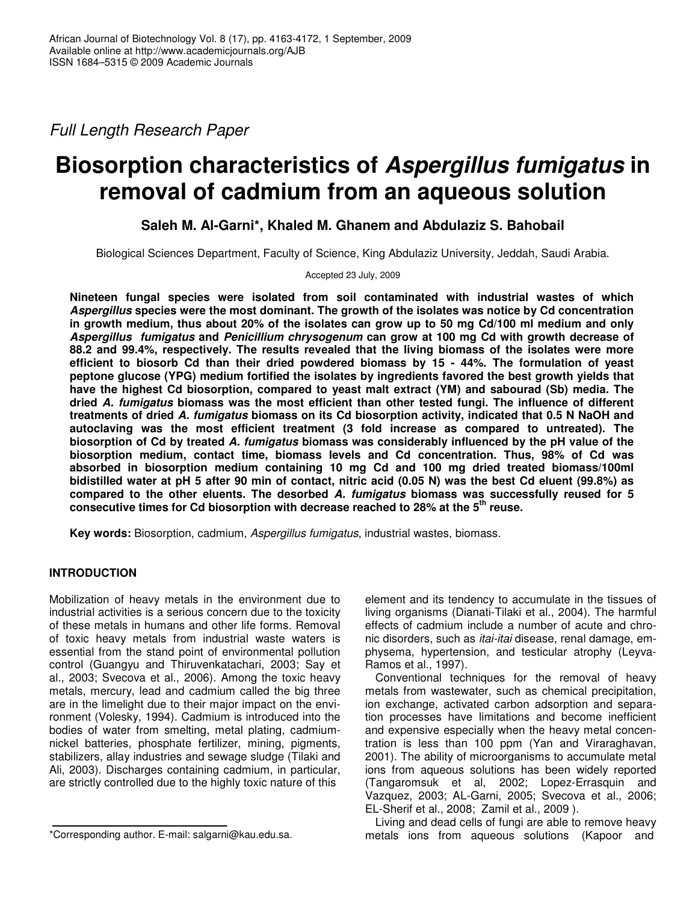*Full Length Research Paper*

# Biosorption characteristics of *Aspergillus fumigatus* in removal of cadmium from an aqueous solution

**Saleh M. Al-Garni\*, Khaled M. Ghanem and Abdulaziz S. Bahobail**

Biological Sciences Department, Faculty of Science, King Abdulaziz University, Jeddah, Saudi Arabia.

Accepted 23 July, 2009

**Nineteen fungal species were isolated from soil contaminated with industrial wastes of which *Aspergillus* species were the most dominant. The growth of the isolates was notice by Cd concentration in growth medium, thus about 20% of the isolates can grow up to 50 mg Cd/100 ml medium and only *Aspergillus fumigatus* and *Penicillium chrysogenum* can grow at 100 mg Cd with growth decrease of 88.2 and 99.4%, respectively. The results revealed that the living biomass of the isolates were more efficient to biosorb Cd than their dried powdered biomass by 15 - 44%. The formulation of yeast peptone glucose (YPG) medium fortified the isolates by ingredients favored the best growth yields that have the highest Cd biosorption, compared to yeast malt extract (YM) and sabourad (Sb) media. The dried *A. fumigatus* biomass was the most efficient than other tested fungi. The influence of different treatments of dried *A. fumigatus* biomass on its Cd biosorption activity, indicated that 0.5 N NaOH and autoclaving was the most efficient treatment (3 fold increase as compared to untreated). The biosorption of Cd by treated *A. fumigatus* biomass was considerably influenced by the pH value of the biosorption medium, contact time, biomass levels and Cd concentration. Thus, 98% of Cd was absorbed in biosorption medium containing 10 mg Cd and 100 mg dried treated biomass/100ml bidistilled water at pH 5 after 90 min of contact, nitric acid (0.05 N) was the best Cd eluent (99.8%) as compared to the other eluents. The desorbed *A. fumigatus* biomass was successfully reused for 5 consecutive times for Cd biosorption with decrease reached to 28% at the 5$^{th}$ reuse.**

**Key words:** Biosorption, cadmium, *Aspergillus fumigatus*, industrial wastes, biomass.

## INTRODUCTION

Mobilization of heavy metals in the environment due to industrial activities is a serious concern due to the toxicity of these metals in humans and other life forms. Removal of toxic heavy metals from industrial waste waters is essential from the stand point of environmental pollution control (Guangyu and Thiruvenkatachari, 2003; Say et al., 2003; Svecova et al., 2006). Among the toxic heavy metals, mercury, lead and cadmium called the big three are in the limelight due to their major impact on the environment (Volesky, 1994). Cadmium is introduced into the bodies of water from smelting, metal plating, cadmium-nickel batteries, phosphate fertilizer, mining, pigments, stabilizers, allay industries and sewage sludge (Tilaki and Ali, 2003). Discharges containing cadmium, in particular, are strictly controlled due to the highly toxic nature of this element and its tendency to accumulate in the tissues of living organisms (Dianati-Tilaki et al., 2004). The harmful effects of cadmium include a number of acute and chronic disorders, such as *itai-itai* disease, renal damage, emphysema, hypertension, and testicular atrophy (Leyva-Ramos et al., 1997).

Conventional techniques for the removal of heavy metals from wastewater, such as chemical precipitation, ion exchange, activated carbon adsorption and separation processes have limitations and become inefficient and expensive especially when the heavy metal concentration is less than 100 ppm (Yan and Viraraghavan, 2001). The ability of microorganisms to accumulate metal ions from aqueous solutions has been widely reported (Tangaromsuk et al, 2002; Lopez-Errasquin and Vazquez, 2003; AL-Garni, 2005; Svecova et al., 2006; EL-Sherif et al., 2008; Zamil et al., 2009 ).

Living and dead cells of fungi are able to remove heavy metals ions from aqueous solutions (Kapoor and

\*Corresponding author. E-mail: salgarni@kau.edu.sa.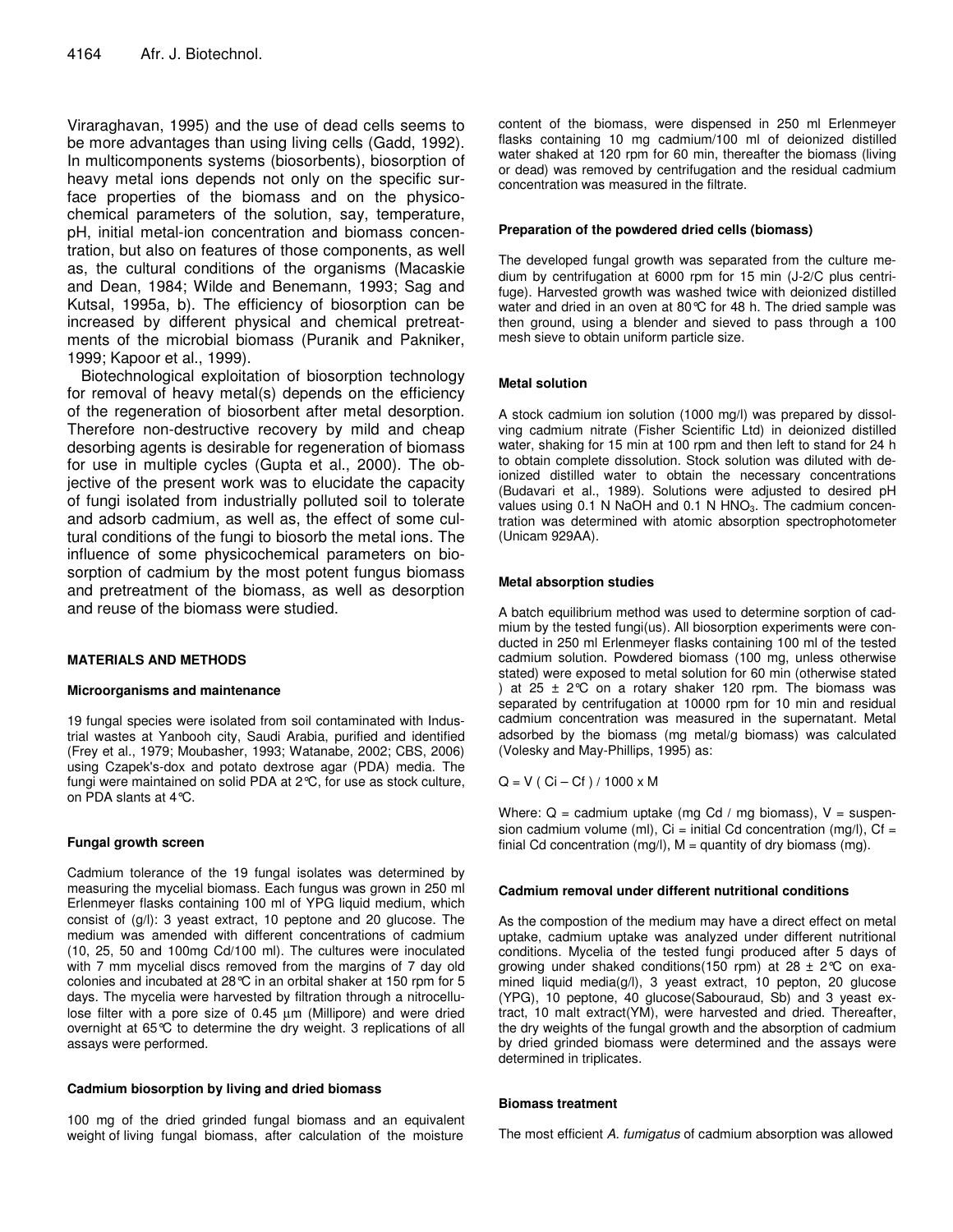Viraraghavan, 1995) and the use of dead cells seems to be more advantages than using living cells (Gadd, 1992). In multicomponents systems (biosorbents), biosorption of heavy metal ions depends not only on the specific surface properties of the biomass and on the physicochemical parameters of the solution, say, temperature, pH, initial metal-ion concentration and biomass concentration, but also on features of those components, as well as, the cultural conditions of the organisms (Macaskie and Dean, 1984; Wilde and Benemann, 1993; Sag and Kutsal, 1995a, b). The efficiency of biosorption can be increased by different physical and chemical pretreatments of the microbial biomass (Puranik and Pakniker, 1999; Kapoor et al., 1999).

Biotechnological exploitation of biosorption technology for removal of heavy metal(s) depends on the efficiency of the regeneration of biosorbent after metal desorption. Therefore non-destructive recovery by mild and cheap desorbing agents is desirable for regeneration of biomass for use in multiple cycles (Gupta et al., 2000). The objective of the present work was to elucidate the capacity of fungi isolated from industrially polluted soil to tolerate and adsorb cadmium, as well as, the effect of some cultural conditions of the fungi to biosorb the metal ions. The influence of some physicochemical parameters on biosorption of cadmium by the most potent fungus biomass and pretreatment of the biomass, as well as desorption and reuse of the biomass were studied.

## MATERIALS AND METHODS

### Microorganisms and maintenance

19 fungal species were isolated from soil contaminated with Industrial wastes at Yanbooh city, Saudi Arabia, purified and identified (Frey et al., 1979; Moubasher, 1993; Watanabe, 2002; CBS, 2006) using Czapek's-dox and potato dextrose agar (PDA) media. The fungi were maintained on solid PDA at 2°C, for use as stock culture, on PDA slants at 4°C.

### Fungal growth screen

Cadmium tolerance of the 19 fungal isolates was determined by measuring the mycelial biomass. Each fungus was grown in 250 ml Erlenmeyer flasks containing 100 ml of YPG liquid medium, which consist of (g/l): 3 yeast extract, 10 peptone and 20 glucose. The medium was amended with different concentrations of cadmium (10, 25, 50 and 100mg Cd/100 ml). The cultures were inoculated with 7 mm mycelial discs removed from the margins of 7 day old colonies and incubated at 28°C in an orbital shaker at 150 rpm for 5 days. The mycelia were harvested by filtration through a nitrocellulose filter with a pore size of 0.45 µm (Millipore) and were dried overnight at 65°C to determine the dry weight. 3 replications of all assays were performed.

### Cadmium biosorption by living and dried biomass

100 mg of the dried grinded fungal biomass and an equivalent weight of living fungal biomass, after calculation of the moisture content of the biomass, were dispensed in 250 ml Erlenmeyer flasks containing 10 mg cadmium/100 ml of deionized distilled water shaked at 120 rpm for 60 min, thereafter the biomass (living or dead) was removed by centrifugation and the residual cadmium concentration was measured in the filtrate.

### Preparation of the powdered dried cells (biomass)

The developed fungal growth was separated from the culture medium by centrifugation at 6000 rpm for 15 min (J-2/C plus centrifuge). Harvested growth was washed twice with deionized distilled water and dried in an oven at 80°C for 48 h. The dried sample was then ground, using a blender and sieved to pass through a 100 mesh sieve to obtain uniform particle size.

### Metal solution

A stock cadmium ion solution (1000 mg/l) was prepared by dissolving cadmium nitrate (Fisher Scientific Ltd) in deionized distilled water, shaking for 15 min at 100 rpm and then left to stand for 24 h to obtain complete dissolution. Stock solution was diluted with deionized distilled water to obtain the necessary concentrations (Budavari et al., 1989). Solutions were adjusted to desired pH values using 0.1 N NaOH and 0.1 N $HNO_3$. The cadmium concentration was determined with atomic absorption spectrophotometer (Unicam 929AA).

### Metal absorption studies

A batch equilibrium method was used to determine sorption of cadmium by the tested fungi(us). All biosorption experiments were conducted in 250 ml Erlenmeyer flasks containing 100 ml of the tested cadmium solution. Powdered biomass (100 mg, unless otherwise stated) were exposed to metal solution for 60 min (otherwise stated ) at 25 ± 2°C on a rotary shaker 120 rpm. The biomass was separated by centrifugation at 10000 rpm for 10 min and residual cadmium concentration was measured in the supernatant. Metal adsorbed by the biomass (mg metal/g biomass) was calculated (Volesky and May-Phillips, 1995) as:

$$Q = V\ (C_i - C_f)\ /\ 1000 \times M$$

Where: Q = cadmium uptake (mg Cd / mg biomass), V = suspension cadmium volume (ml), $C_i$ = initial Cd concentration (mg/l), $C_f$ = finial Cd concentration (mg/l), M = quantity of dry biomass (mg).

### Cadmium removal under different nutritional conditions

As the compostion of the medium may have a direct effect on metal uptake, cadmium uptake was analyzed under different nutritional conditions. Mycelia of the tested fungi produced after 5 days of growing under shaked conditions(150 rpm) at 28 ± 2°C on examined liquid media(g/l), 3 yeast extract, 10 pepton, 20 glucose (YPG), 10 peptone, 40 glucose(Sabouraud, Sb) and 3 yeast extract, 10 malt extract(YM), were harvested and dried. Thereafter, the dry weights of the fungal growth and the absorption of cadmium by dried grinded biomass were determined and the assays were determined in triplicates.

### Biomass treatment

The most efficient *A. fumigatus* of cadmium absorption was allowed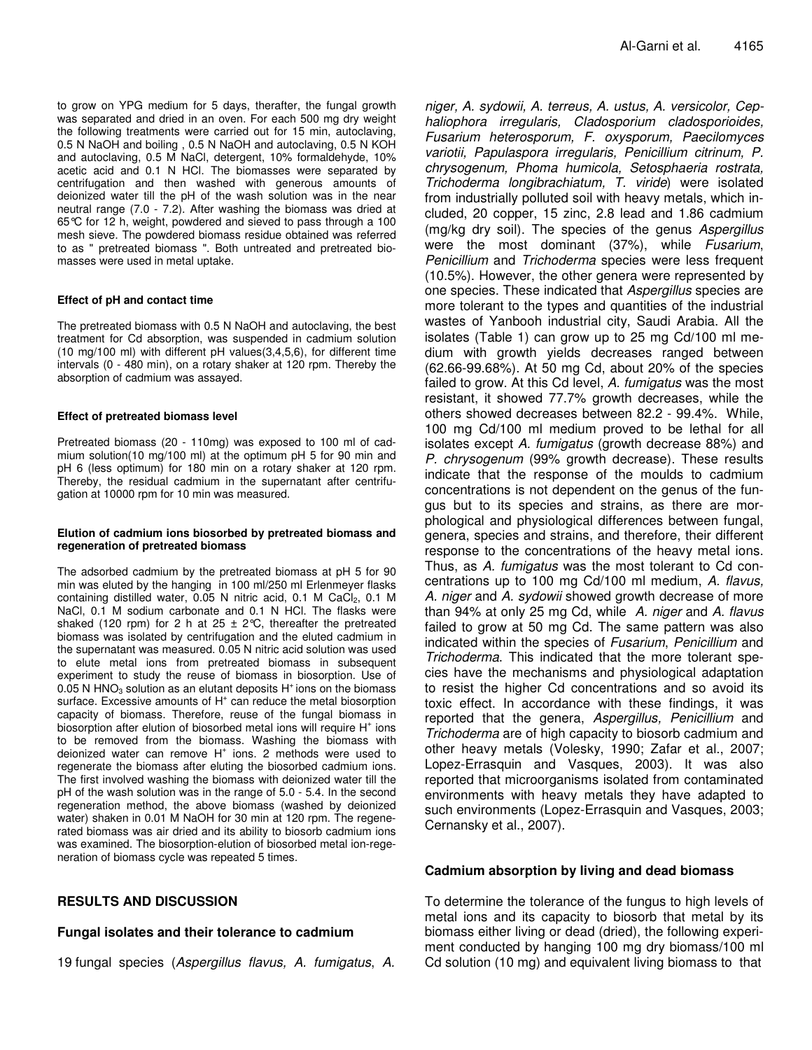to grow on YPG medium for 5 days, therafter, the fungal growth was separated and dried in an oven. For each 500 mg dry weight the following treatments were carried out for 15 min, autoclaving, 0.5 N NaOH and boiling , 0.5 N NaOH and autoclaving, 0.5 N KOH and autoclaving, 0.5 M NaCl, detergent, 10% formaldehyde, 10% acetic acid and 0.1 N HCl. The biomasses were separated by centrifugation and then washed with generous amounts of deionized water till the pH of the wash solution was in the near neutral range (7.0 - 7.2). After washing the biomass was dried at 65°C for 12 h, weight, powdered and sieved to pass through a 100 mesh sieve. The powdered biomass residue obtained was referred to as " pretreated biomass ". Both untreated and pretreated biomasses were used in metal uptake.

#### Effect of pH and contact time

The pretreated biomass with 0.5 N NaOH and autoclaving, the best treatment for Cd absorption, was suspended in cadmium solution (10 mg/100 ml) with different pH values(3,4,5,6), for different time intervals (0 - 480 min), on a rotary shaker at 120 rpm. Thereby the absorption of cadmium was assayed.

#### Effect of pretreated biomass level

Pretreated biomass (20 - 110mg) was exposed to 100 ml of cadmium solution(10 mg/100 ml) at the optimum pH 5 for 90 min and pH 6 (less optimum) for 180 min on a rotary shaker at 120 rpm. Thereby, the residual cadmium in the supernatant after centrifugation at 10000 rpm for 10 min was measured.

#### Elution of cadmium ions biosorbed by pretreated biomass and regeneration of pretreated biomass

The adsorbed cadmium by the pretreated biomass at pH 5 for 90 min was eluted by the hanging in 100 ml/250 ml Erlenmeyer flasks containing distilled water, 0.05 N nitric acid, 0.1 M $CaCl_2$, 0.1 M NaCl, 0.1 M sodium carbonate and 0.1 N HCl. The flasks were shaked (120 rpm) for 2 h at 25 ± 2°C, thereafter the pretreated biomass was isolated by centrifugation and the eluted cadmium in the supernatant was measured. 0.05 N nitric acid solution was used to elute metal ions from pretreated biomass in subsequent experiment to study the reuse of biomass in biosorption. Use of 0.05 N $HNO_3$ solution as an elutant deposits $H^+$ ions on the biomass surface. Excessive amounts of $H^+$ can reduce the metal biosorption capacity of biomass. Therefore, reuse of the fungal biomass in biosorption after elution of biosorbed metal ions will require $H^+$ ions to be removed from the biomass. Washing the biomass with deionized water can remove $H^+$ ions. 2 methods were used to regenerate the biomass after eluting the biosorbed cadmium ions. The first involved washing the biomass with deionized water till the pH of the wash solution was in the range of 5.0 - 5.4. In the second regeneration method, the above biomass (washed by deionized water) shaken in 0.01 M NaOH for 30 min at 120 rpm. The regenerated biomass was air dried and its ability to biosorb cadmium ions was examined. The biosorption-elution of biosorbed metal ion-regeneration of biomass cycle was repeated 5 times.

## RESULTS AND DISCUSSION

### Fungal isolates and their tolerance to cadmium

19 fungal species (*Aspergillus flavus, A. fumigatus*, *A. niger, A. sydowii, A. terreus, A. ustus, A. versicolor, Cephaliophora irregularis, Cladosporium cladosporioides, Fusarium heterosporum, F. oxysporum, Paecilomyces variotii, Papulaspora irregularis, Penicillium citrinum, P. chrysogenum, Phoma humicola, Setosphaeria rostrata, Trichoderma longibrachiatum, T. viride*) were isolated from industrially polluted soil with heavy metals, which included, 20 copper, 15 zinc, 2.8 lead and 1.86 cadmium (mg/kg dry soil). The species of the genus *Aspergillus* were the most dominant (37%), while *Fusarium*, *Penicillium* and *Trichoderma* species were less frequent (10.5%). However, the other genera were represented by one species. These indicated that *Aspergillus* species are more tolerant to the types and quantities of the industrial wastes of Yanbooh industrial city, Saudi Arabia. All the isolates (Table 1) can grow up to 25 mg Cd/100 ml medium with growth yields decreases ranged between (62.66-99.68%). At 50 mg Cd, about 20% of the species failed to grow. At this Cd level, *A. fumigatus* was the most resistant, it showed 77.7% growth decreases, while the others showed decreases between 82.2 - 99.4%. While, 100 mg Cd/100 ml medium proved to be lethal for all isolates except *A. fumigatus* (growth decrease 88%) and *P. chrysogenum* (99% growth decrease). These results indicate that the response of the moulds to cadmium concentrations is not dependent on the genus of the fungus but to its species and strains, as there are morphological and physiological differences between fungal, genera, species and strains, and therefore, their different response to the concentrations of the heavy metal ions. Thus, as *A. fumigatus* was the most tolerant to Cd concentrations up to 100 mg Cd/100 ml medium, *A. flavus, A. niger* and *A. sydowii* showed growth decrease of more than 94% at only 25 mg Cd, while *A. niger* and *A. flavus* failed to grow at 50 mg Cd. The same pattern was also indicated within the species of *Fusarium*, *Penicillium* and *Trichoderma*. This indicated that the more tolerant species have the mechanisms and physiological adaptation to resist the higher Cd concentrations and so avoid its toxic effect. In accordance with these findings, it was reported that the genera, *Aspergillus, Penicillium* and *Trichoderma* are of high capacity to biosorb cadmium and other heavy metals (Volesky, 1990; Zafar et al., 2007; Lopez-Errasquin and Vasques, 2003). It was also reported that microorganisms isolated from contaminated environments with heavy metals they have adapted to such environments (Lopez-Errasquin and Vasques, 2003; Cernansky et al., 2007).

### Cadmium absorption by living and dead biomass

To determine the tolerance of the fungus to high levels of metal ions and its capacity to biosorb that metal by its biomass either living or dead (dried), the following experiment conducted by hanging 100 mg dry biomass/100 ml Cd solution (10 mg) and equivalent living biomass to that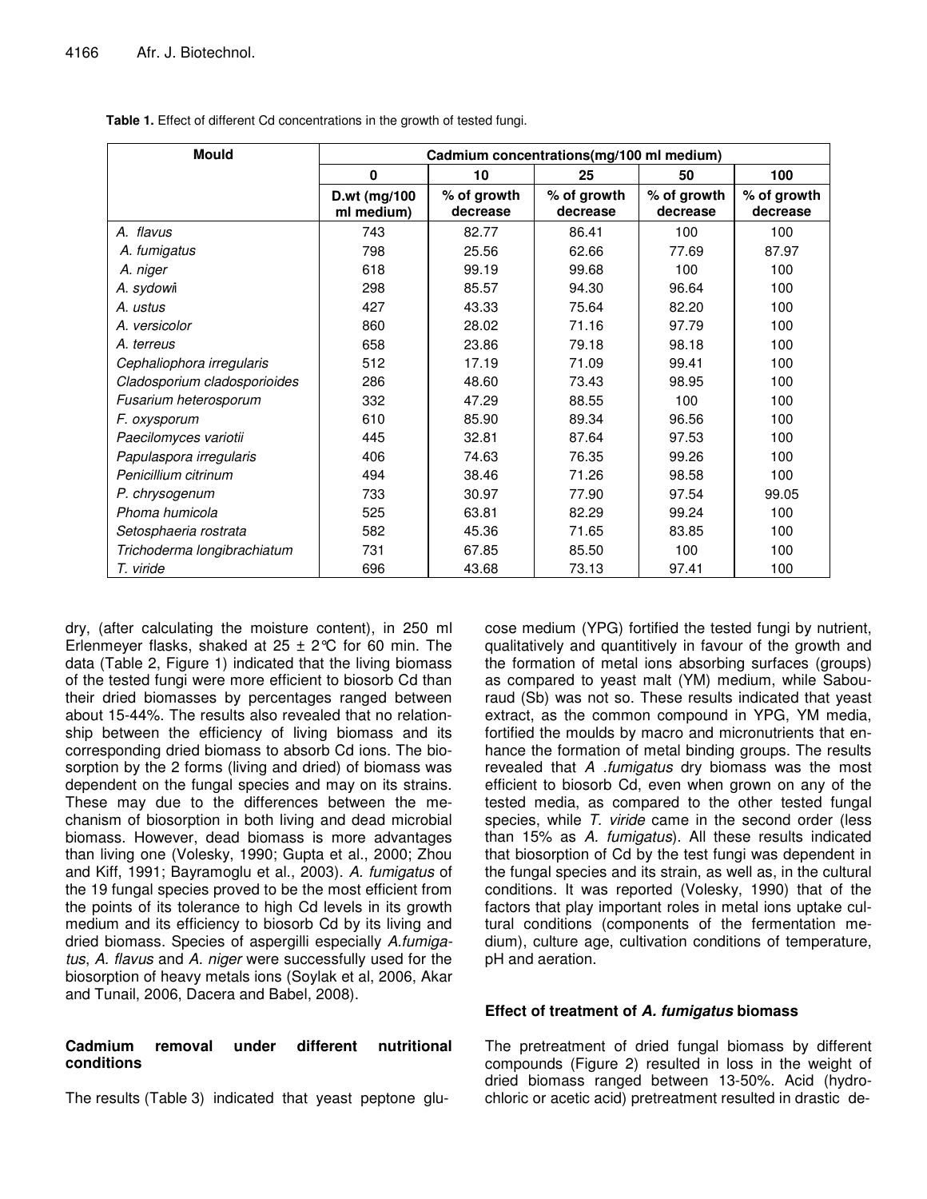**Table 1.** Effect of different Cd concentrations in the growth of tested fungi.

| Mould | Cadmium concentrations(mg/100 ml medium) | | | | |
|---|---|---|---|---|---|
| | 0 | 10 | 25 | 50 | 100 |
| | D.wt (mg/100 ml medium) | % of growth decrease | % of growth decrease | % of growth decrease | % of growth decrease |
| *A. flavus* | 743 | 82.77 | 86.41 | 100 | 100 |
| *A. fumigatus* | 798 | 25.56 | 62.66 | 77.69 | 87.97 |
| *A. niger* | 618 | 99.19 | 99.68 | 100 | 100 |
| *A. sydowii* | 298 | 85.57 | 94.30 | 96.64 | 100 |
| *A. ustus* | 427 | 43.33 | 75.64 | 82.20 | 100 |
| *A. versicolor* | 860 | 28.02 | 71.16 | 97.79 | 100 |
| *A. terreus* | 658 | 23.86 | 79.18 | 98.18 | 100 |
| *Cephaliophora irregularis* | 512 | 17.19 | 71.09 | 99.41 | 100 |
| *Cladosporium cladosporioides* | 286 | 48.60 | 73.43 | 98.95 | 100 |
| *Fusarium heterosporum* | 332 | 47.29 | 88.55 | 100 | 100 |
| *F. oxysporum* | 610 | 85.90 | 89.34 | 96.56 | 100 |
| *Paecilomyces variotii* | 445 | 32.81 | 87.64 | 97.53 | 100 |
| *Papulaspora irregularis* | 406 | 74.63 | 76.35 | 99.26 | 100 |
| *Penicillium citrinum* | 494 | 38.46 | 71.26 | 98.58 | 100 |
| *P. chrysogenum* | 733 | 30.97 | 77.90 | 97.54 | 99.05 |
| *Phoma humicola* | 525 | 63.81 | 82.29 | 99.24 | 100 |
| *Setosphaeria rostrata* | 582 | 45.36 | 71.65 | 83.85 | 100 |
| *Trichoderma longibrachiatum* | 731 | 67.85 | 85.50 | 100 | 100 |
| *T. viride* | 696 | 43.68 | 73.13 | 97.41 | 100 |

dry, (after calculating the moisture content), in 250 ml Erlenmeyer flasks, shaked at 25 ± 2°C for 60 min. The data (Table 2, Figure 1) indicated that the living biomass of the tested fungi were more efficient to biosorb Cd than their dried biomasses by percentages ranged between about 15-44%. The results also revealed that no relationship between the efficiency of living biomass and its corresponding dried biomass to absorb Cd ions. The biosorption by the 2 forms (living and dried) of biomass was dependent on the fungal species and may on its strains. These may due to the differences between the mechanism of biosorption in both living and dead microbial biomass. However, dead biomass is more advantages than living one (Volesky, 1990; Gupta et al., 2000; Zhou and Kiff, 1991; Bayramoglu et al., 2003). *A. fumigatus* of the 19 fungal species proved to be the most efficient from the points of its tolerance to high Cd levels in its growth medium and its efficiency to biosorb Cd by its living and dried biomass. Species of aspergilli especially *A.fumigatus*, *A. flavus* and *A. niger* were successfully used for the biosorption of heavy metals ions (Soylak et al, 2006, Akar and Tunail, 2006, Dacera and Babel, 2008).

### Cadmium removal under different nutritional conditions

The results (Table 3) indicated that yeast peptone glucose medium (YPG) fortified the tested fungi by nutrient, qualitatively and quantitively in favour of the growth and the formation of metal ions absorbing surfaces (groups) as compared to yeast malt (YM) medium, while Sabouraud (Sb) was not so. These results indicated that yeast extract, as the common compound in YPG, YM media, fortified the moulds by macro and micronutrients that enhance the formation of metal binding groups. The results revealed that *A .fumigatus* dry biomass was the most efficient to biosorb Cd, even when grown on any of the tested media, as compared to the other tested fungal species, while *T. viride* came in the second order (less than 15% as *A. fumigatus*). All these results indicated that biosorption of Cd by the test fungi was dependent in the fungal species and its strain, as well as, in the cultural conditions. It was reported (Volesky, 1990) that of the factors that play important roles in metal ions uptake cultural conditions (components of the fermentation medium), culture age, cultivation conditions of temperature, pH and aeration.

### Effect of treatment of *A. fumigatus* biomass

The pretreatment of dried fungal biomass by different compounds (Figure 2) resulted in loss in the weight of dried biomass ranged between 13-50%. Acid (hydrochloric or acetic acid) pretreatment resulted in drastic de-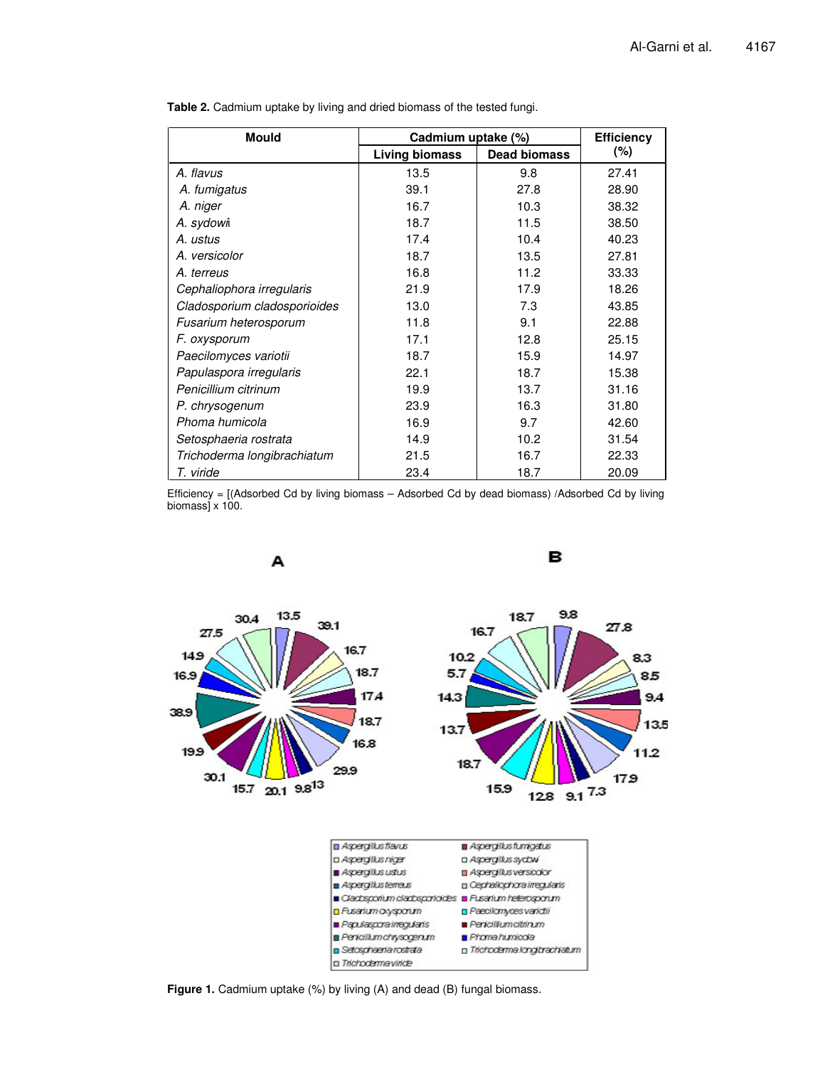**Table 2.** Cadmium uptake by living and dried biomass of the tested fungi.

| Mould | Cadmium uptake (%) | | Efficiency (%) |
|---|---|---|---|
| | Living biomass | Dead biomass | |
| *A. flavus* | 13.5 | 9.8 | 27.41 |
| *A. fumigatus* | 39.1 | 27.8 | 28.90 |
| *A. niger* | 16.7 | 10.3 | 38.32 |
| *A. sydowii* | 18.7 | 11.5 | 38.50 |
| *A. ustus* | 17.4 | 10.4 | 40.23 |
| *A. versicolor* | 18.7 | 13.5 | 27.81 |
| *A. terreus* | 16.8 | 11.2 | 33.33 |
| *Cephaliophora irregularis* | 21.9 | 17.9 | 18.26 |
| *Cladosporium cladosporioides* | 13.0 | 7.3 | 43.85 |
| *Fusarium heterosporum* | 11.8 | 9.1 | 22.88 |
| *F. oxysporum* | 17.1 | 12.8 | 25.15 |
| *Paecilomyces variotii* | 18.7 | 15.9 | 14.97 |
| *Papulaspora irregularis* | 22.1 | 18.7 | 15.38 |
| *Penicillium citrinum* | 19.9 | 13.7 | 31.16 |
| *P. chrysogenum* | 23.9 | 16.3 | 31.80 |
| *Phoma humicola* | 16.9 | 9.7 | 42.60 |
| *Setosphaeria rostrata* | 14.9 | 10.2 | 31.54 |
| *Trichoderma longibrachiatum* | 21.5 | 16.7 | 22.33 |
| *T. viride* | 23.4 | 18.7 | 20.09 |

Efficiency = [(Adsorbed Cd by living biomass – Adsorbed Cd by dead biomass) /Adsorbed Cd by living biomass] x 100.

**Figure 1.** Cadmium uptake (%) by living (A) and dead (B) fungal biomass.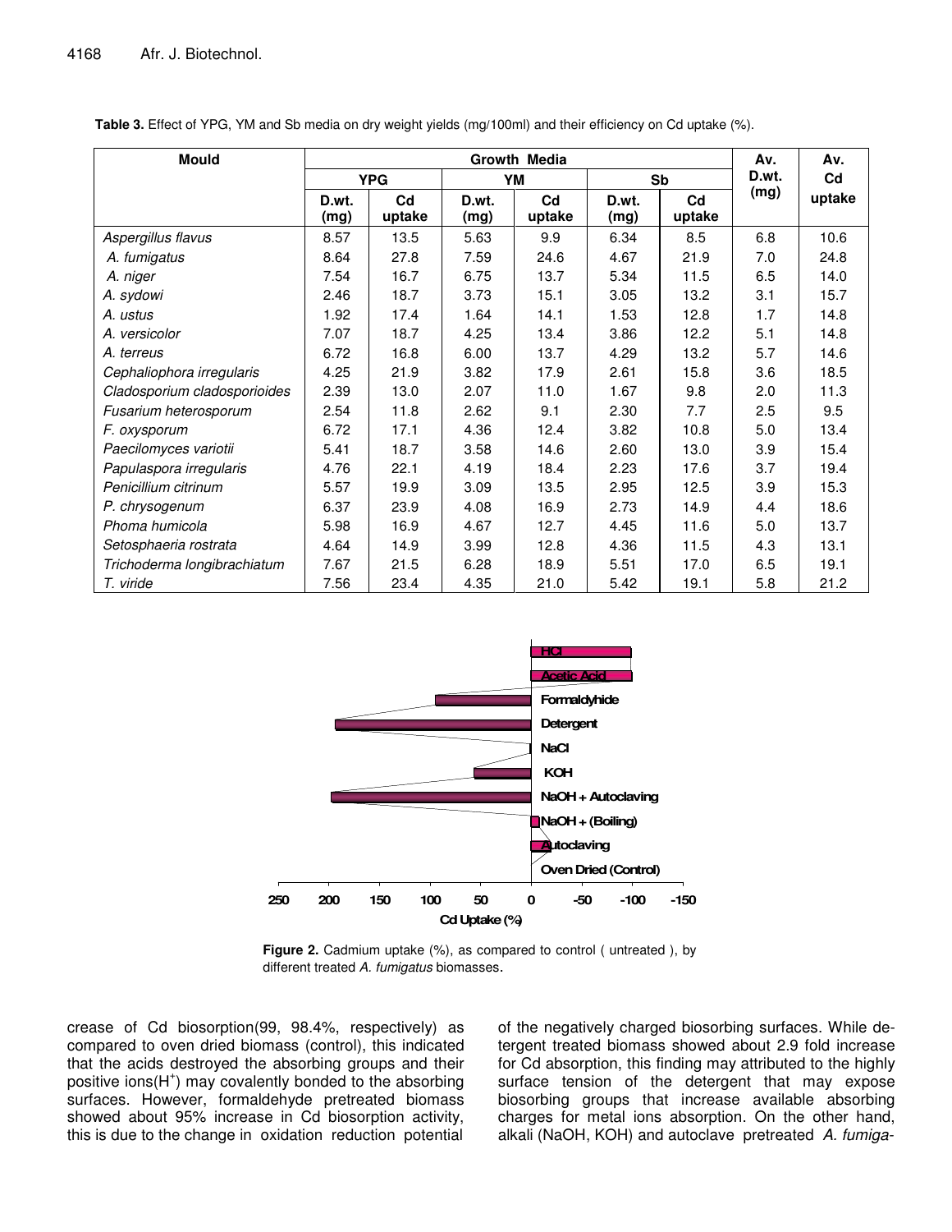**Table 3.** Effect of YPG, YM and Sb media on dry weight yields (mg/100ml) and their efficiency on Cd uptake (%).

| Mould | Growth Media | | | | | | Av. D.wt. (mg) | Av. Cd uptake |
|---|---|---|---|---|---|---|---|---|
| | YPG | | YM | | Sb | | | |
| | D.wt. (mg) | Cd uptake | D.wt. (mg) | Cd uptake | D.wt. (mg) | Cd uptake | | |
| *Aspergillus flavus* | 8.57 | 13.5 | 5.63 | 9.9 | 6.34 | 8.5 | 6.8 | 10.6 |
| *A. fumigatus* | 8.64 | 27.8 | 7.59 | 24.6 | 4.67 | 21.9 | 7.0 | 24.8 |
| *A. niger* | 7.54 | 16.7 | 6.75 | 13.7 | 5.34 | 11.5 | 6.5 | 14.0 |
| *A. sydowi* | 2.46 | 18.7 | 3.73 | 15.1 | 3.05 | 13.2 | 3.1 | 15.7 |
| *A. ustus* | 1.92 | 17.4 | 1.64 | 14.1 | 1.53 | 12.8 | 1.7 | 14.8 |
| *A. versicolor* | 7.07 | 18.7 | 4.25 | 13.4 | 3.86 | 12.2 | 5.1 | 14.8 |
| *A. terreus* | 6.72 | 16.8 | 6.00 | 13.7 | 4.29 | 13.2 | 5.7 | 14.6 |
| *Cephaliophora irregularis* | 4.25 | 21.9 | 3.82 | 17.9 | 2.61 | 15.8 | 3.6 | 18.5 |
| *Cladosporium cladosporioides* | 2.39 | 13.0 | 2.07 | 11.0 | 1.67 | 9.8 | 2.0 | 11.3 |
| *Fusarium heterosporum* | 2.54 | 11.8 | 2.62 | 9.1 | 2.30 | 7.7 | 2.5 | 9.5 |
| *F. oxysporum* | 6.72 | 17.1 | 4.36 | 12.4 | 3.82 | 10.8 | 5.0 | 13.4 |
| *Paecilomyces variotii* | 5.41 | 18.7 | 3.58 | 14.6 | 2.60 | 13.0 | 3.9 | 15.4 |
| *Papulaspora irregularis* | 4.76 | 22.1 | 4.19 | 18.4 | 2.23 | 17.6 | 3.7 | 19.4 |
| *Penicillium citrinum* | 5.57 | 19.9 | 3.09 | 13.5 | 2.95 | 12.5 | 3.9 | 15.3 |
| *P. chrysogenum* | 6.37 | 23.9 | 4.08 | 16.9 | 2.73 | 14.9 | 4.4 | 18.6 |
| *Phoma humicola* | 5.98 | 16.9 | 4.67 | 12.7 | 4.45 | 11.6 | 5.0 | 13.7 |
| *Setosphaeria rostrata* | 4.64 | 14.9 | 3.99 | 12.8 | 4.36 | 11.5 | 4.3 | 13.1 |
| *Trichoderma longibrachiatum* | 7.67 | 21.5 | 6.28 | 18.9 | 5.51 | 17.0 | 6.5 | 19.1 |
| *T. viride* | 7.56 | 23.4 | 4.35 | 21.0 | 5.42 | 19.1 | 5.8 | 21.2 |

**Figure 2.** Cadmium uptake (%), as compared to control ( untreated ), by different treated *A. fumigatus* biomasses.

crease of Cd biosorption(99, 98.4%, respectively) as compared to oven dried biomass (control), this indicated that the acids destroyed the absorbing groups and their positive ions($H^+$) may covalently bonded to the absorbing surfaces. However, formaldehyde pretreated biomass showed about 95% increase in Cd biosorption activity, this is due to the change in oxidation reduction potential of the negatively charged biosorbing surfaces. While detergent treated biomass showed about 2.9 fold increase for Cd absorption, this finding may attributed to the highly surface tension of the detergent that may expose biosorbing groups that increase available absorbing charges for metal ions absorption. On the other hand, alkali (NaOH, KOH) and autoclave pretreated *A. fumiga-*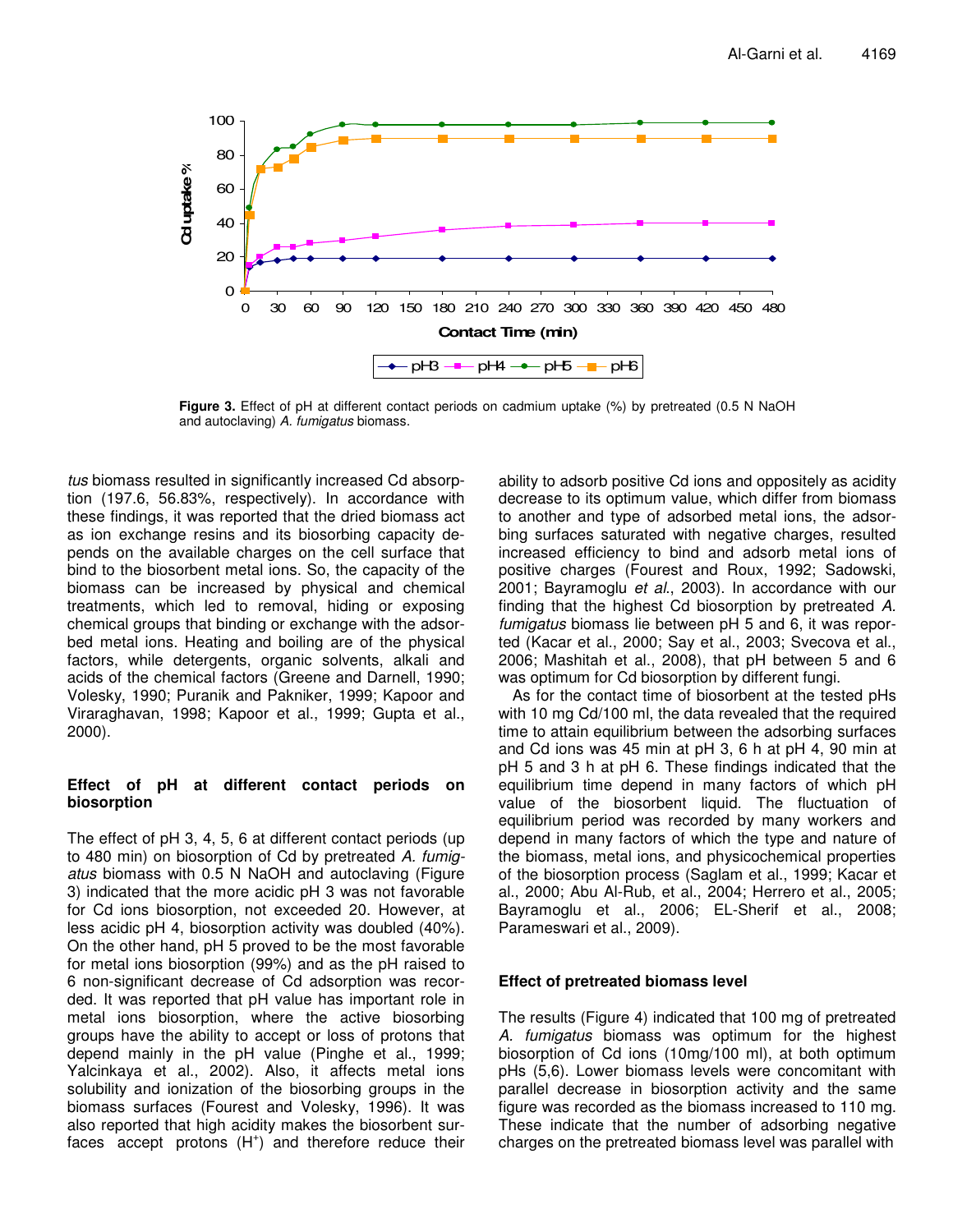Figure 3. Effect of pH at different contact periods on cadmium uptake (%) by pretreated (0.5 N NaOH and autoclaving) *A. fumigatus* biomass.

*tus* biomass resulted in significantly increased Cd absorption (197.6, 56.83%, respectively). In accordance with these findings, it was reported that the dried biomass act as ion exchange resins and its biosorbing capacity depends on the available charges on the cell surface that bind to the biosorbent metal ions. So, the capacity of the biomass can be increased by physical and chemical treatments, which led to removal, hiding or exposing chemical groups that binding or exchange with the adsorbed metal ions. Heating and boiling are of the physical factors, while detergents, organic solvents, alkali and acids of the chemical factors (Greene and Darnell, 1990; Volesky, 1990; Puranik and Pakniker, 1999; Kapoor and Viraraghavan, 1998; Kapoor et al., 1999; Gupta et al., 2000).

## Effect of pH at different contact periods on biosorption

The effect of pH 3, 4, 5, 6 at different contact periods (up to 480 min) on biosorption of Cd by pretreated *A. fumigatus* biomass with 0.5 N NaOH and autoclaving (Figure 3) indicated that the more acidic pH 3 was not favorable for Cd ions biosorption, not exceeded 20. However, at less acidic pH 4, biosorption activity was doubled (40%). On the other hand, pH 5 proved to be the most favorable for metal ions biosorption (99%) and as the pH raised to 6 non-significant decrease of Cd adsorption was recorded. It was reported that pH value has important role in metal ions biosorption, where the active biosorbing groups have the ability to accept or loss of protons that depend mainly in the pH value (Pinghe et al., 1999; Yalcinkaya et al., 2002). Also, it affects metal ions solubility and ionization of the biosorbing groups in the biomass surfaces (Fourest and Volesky, 1996). It was also reported that high acidity makes the biosorbent surfaces accept protons ($H^+$) and therefore reduce their ability to adsorb positive Cd ions and oppositely as acidity decrease to its optimum value, which differ from biomass to another and type of adsorbed metal ions, the adsorbing surfaces saturated with negative charges, resulted increased efficiency to bind and adsorb metal ions of positive charges (Fourest and Roux, 1992; Sadowski, 2001; Bayramoglu *et al.*, 2003). In accordance with our finding that the highest Cd biosorption by pretreated *A. fumigatus* biomass lie between pH 5 and 6, it was reported (Kacar et al., 2000; Say et al., 2003; Svecova et al., 2006; Mashitah et al., 2008), that pH between 5 and 6 was optimum for Cd biosorption by different fungi.

As for the contact time of biosorbent at the tested pHs with 10 mg Cd/100 ml, the data revealed that the required time to attain equilibrium between the adsorbing surfaces and Cd ions was 45 min at pH 3, 6 h at pH 4, 90 min at pH 5 and 3 h at pH 6. These findings indicated that the equilibrium time depend in many factors of which pH value of the biosorbent liquid. The fluctuation of equilibrium period was recorded by many workers and depend in many factors of which the type and nature of the biomass, metal ions, and physicochemical properties of the biosorption process (Saglam et al., 1999; Kacar et al., 2000; Abu Al-Rub, et al., 2004; Herrero et al., 2005; Bayramoglu et al., 2006; EL-Sherif et al., 2008; Parameswari et al., 2009).

## Effect of pretreated biomass level

The results (Figure 4) indicated that 100 mg of pretreated *A. fumigatus* biomass was optimum for the highest biosorption of Cd ions (10mg/100 ml), at both optimum pHs (5,6). Lower biomass levels were concomitant with parallel decrease in biosorption activity and the same figure was recorded as the biomass increased to 110 mg. These indicate that the number of adsorbing negative charges on the pretreated biomass level was parallel with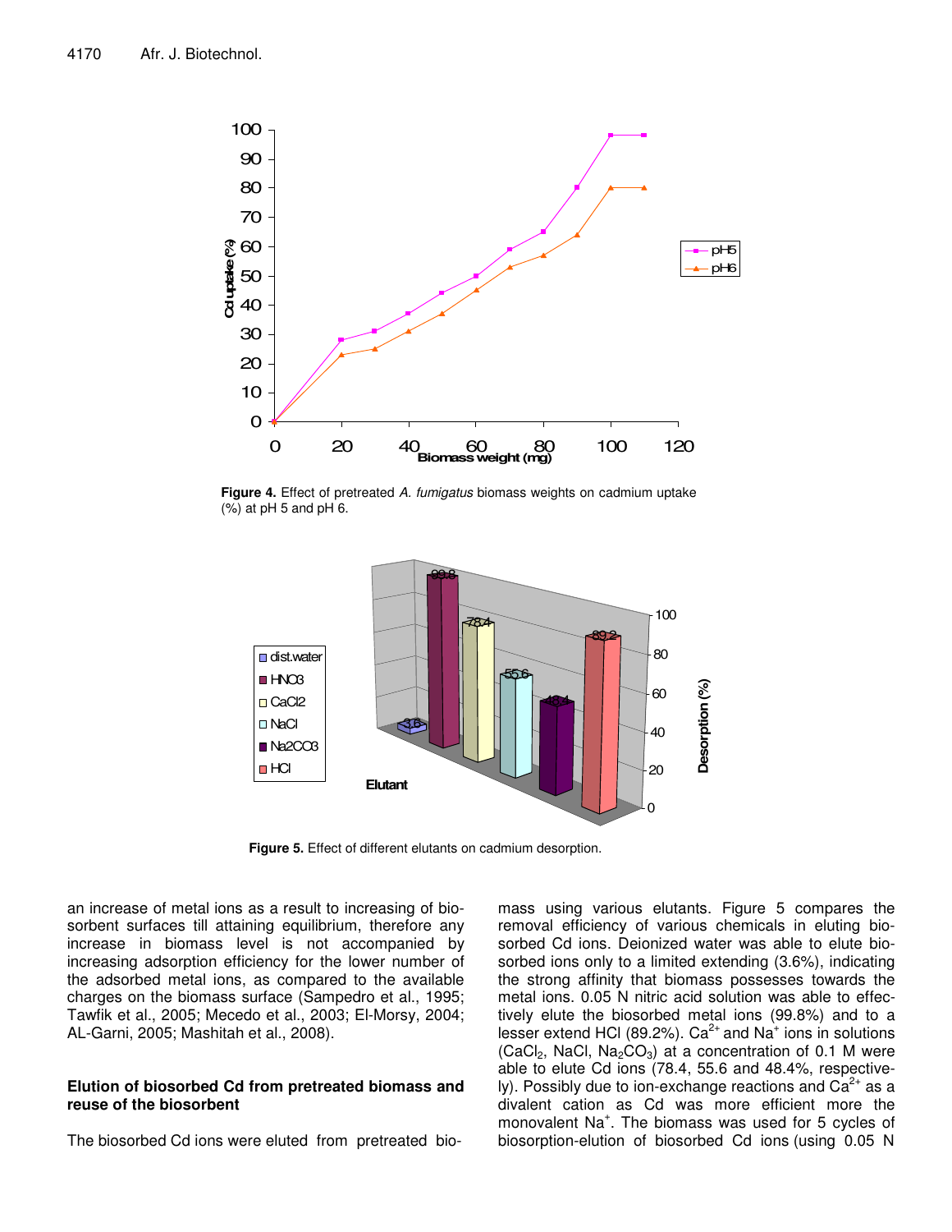**Figure 4.** Effect of pretreated *A. fumigatus* biomass weights on cadmium uptake (%) at pH 5 and pH 6.

**Figure 5.** Effect of different elutants on cadmium desorption.

an increase of metal ions as a result to increasing of biosorbent surfaces till attaining equilibrium, therefore any increase in biomass level is not accompanied by increasing adsorption efficiency for the lower number of the adsorbed metal ions, as compared to the available charges on the biomass surface (Sampedro et al., 1995; Tawfik et al., 2005; Mecedo et al., 2003; El-Morsy, 2004; AL-Garni, 2005; Mashitah et al., 2008).

## Elution of biosorbed Cd from pretreated biomass and reuse of the biosorbent

The biosorbed Cd ions were eluted from pretreated biomass using various elutants. Figure 5 compares the removal efficiency of various chemicals in eluting biosorbed Cd ions. Deionized water was able to elute biosorbed ions only to a limited extending (3.6%), indicating the strong affinity that biomass possesses towards the metal ions. 0.05 N nitric acid solution was able to effectively elute the biosorbed metal ions (99.8%) and to a lesser extend HCl (89.2%). $Ca^{2+}$ and $Na^{+}$ ions in solutions ($CaCl_2$, NaCl, $Na_2CO_3$) at a concentration of 0.1 M were able to elute Cd ions (78.4, 55.6 and 48.4%, respectively). Possibly due to ion-exchange reactions and $Ca^{2+}$ as a divalent cation as Cd was more efficient more the monovalent $Na^{+}$. The biomass was used for 5 cycles of biosorption-elution of biosorbed Cd ions (using 0.05 N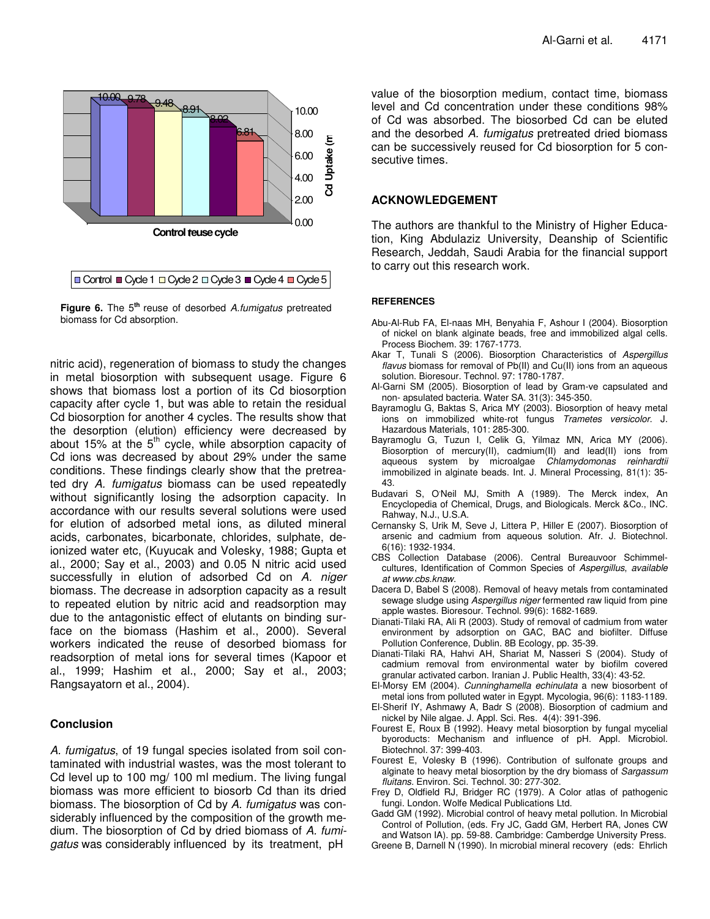Figure 6. The 5th reuse of desorbed *A.fumigatus* pretreated biomass for Cd absorption.

nitric acid), regeneration of biomass to study the changes in metal biosorption with subsequent usage. Figure 6 shows that biomass lost a portion of its Cd biosorption capacity after cycle 1, but was able to retain the residual Cd biosorption for another 4 cycles. The results show that the desorption (elution) efficiency were decreased by about 15% at the 5th cycle, while absorption capacity of Cd ions was decreased by about 29% under the same conditions. These findings clearly show that the pretreated dry *A. fumigatus* biomass can be used repeatedly without significantly losing the adsorption capacity. In accordance with our results several solutions were used for elution of adsorbed metal ions, as diluted mineral acids, carbonates, bicarbonate, chlorides, sulphate, deionized water etc, (Kuyucak and Volesky, 1988; Gupta et al., 2000; Say et al., 2003) and 0.05 N nitric acid used successfully in elution of adsorbed Cd on *A. niger* biomass. The decrease in adsorption capacity as a result to repeated elution by nitric acid and readsorption may due to the antagonistic effect of elutants on binding surface on the biomass (Hashim et al., 2000). Several workers indicated the reuse of desorbed biomass for readsorption of metal ions for several times (Kapoor et al., 1999; Hashim et al., 2000; Say et al., 2003; Rangsayatorn et al., 2004).

## Conclusion

*A. fumigatus*, of 19 fungal species isolated from soil contaminated with industrial wastes, was the most tolerant to Cd level up to 100 mg/ 100 ml medium. The living fungal biomass was more efficient to biosorb Cd than its dried biomass. The biosorption of Cd by *A. fumigatus* was considerably influenced by the composition of the growth medium. The biosorption of Cd by dried biomass of *A. fumigatus* was considerably influenced by its treatment, pH value of the biosorption medium, contact time, biomass level and Cd concentration under these conditions 98% of Cd was absorbed. The biosorbed Cd can be eluted and the desorbed *A. fumigatus* pretreated dried biomass can be successively reused for Cd biosorption for 5 consecutive times.

## ACKNOWLEDGEMENT

The authors are thankful to the Ministry of Higher Education, King Abdulaziz University, Deanship of Scientific Research, Jeddah, Saudi Arabia for the financial support to carry out this research work.

## REFERENCES

Abu-Al-Rub FA, El-naas MH, Benyahia F, Ashour I (2004). Biosorption of nickel on blank alginate beads, free and immobilized algal cells. Process Biochem. 39: 1767-1773.

Akar T, Tunali S (2006). Biosorption Characteristics of *Aspergillus flavus* biomass for removal of Pb(II) and Cu(II) ions from an aqueous solution. Bioresour. Technol. 97: 1780-1787.

Al-Garni SM (2005). Biosorption of lead by Gram-ve capsulated and non- apsulated bacteria. Water SA. 31(3): 345-350.

Bayramoglu G, Baktas S, Arica MY (2003). Biosorption of heavy metal ions on immobilized white-rot fungus *Trametes versicolor*. J. Hazardous Materials, 101: 285-300.

Bayramoglu G, Tuzun I, Celik G, Yilmaz MN, Arica MY (2006). Biosorption of mercury(II), cadmium(II) and lead(II) ions from aqueous system by microalgae *Chlamydomonas reinhardtii* immobilized in alginate beads. Int. J. Mineral Processing, 81(1): 35-43.

Budavari S, O'Neil MJ, Smith A (1989). The Merck index, An Encyclopedia of Chemical, Drugs, and Biologicals. Merck &Co., INC. Rahway, N.J., U.S.A.

Cernansky S, Urik M, Seve J, Littera P, Hiller E (2007). Biosorption of arsenic and cadmium from aqueous solution. Afr. J. Biotechnol. 6(16): 1932-1934.

CBS Collection Database (2006). Central Bureauvoor Schimmelcultures, Identification of Common Species of *Aspergillus*, *available at www.cbs.knaw*.

Dacera D, Babel S (2008). Removal of heavy metals from contaminated sewage sludge using *Aspergillus niger* fermented raw liquid from pine apple wastes. Bioresour. Technol. 99(6): 1682-1689.

Dianati-Tilaki RA, Ali R (2003). Study of removal of cadmium from water environment by adsorption on GAC, BAC and biofilter. Diffuse Pollution Conference, Dublin. 8B Ecology, pp. 35-39.

Dianati-Tilaki RA, Hahvi AH, Shariat M, Nasseri S (2004). Study of cadmium removal from environmental water by biofilm covered granular activated carbon. Iranian J. Public Health, 33(4): 43-52.

El-Morsy EM (2004). *Cunninghamella echinulata* a new biosorbent of metal ions from polluted water in Egypt. Mycologia, 96(6): 1183-1189.

El-Sherif IY, Ashmawy A, Badr S (2008). Biosorption of cadmium and nickel by Nile algae. J. Appl. Sci. Res. 4(4): 391-396.

Fourest E, Roux B (1992). Heavy metal biosorption by fungal mycelial byoroducts: Mechanism and influence of pH. Appl. Microbiol. Biotechnol. 37: 399-403.

Fourest E, Volesky B (1996). Contribution of sulfonate groups and alginate to heavy metal biosorption by the dry biomass of *Sargassum fluitans*. Environ. Sci. Technol. 30: 277-302.

Frey D, Oldfield RJ, Bridger RC (1979). A Color atlas of pathogenic fungi. London. Wolfe Medical Publications Ltd.

Gadd GM (1992). Microbial control of heavy metal pollution. In Microbial Control of Pollution, (eds. Fry JC, Gadd GM, Herbert RA, Jones CW and Watson IA). pp. 59-88. Cambridge: Camberdge University Press.

Greene B, Darnell N (1990). In microbial mineral recovery (eds: Ehrlich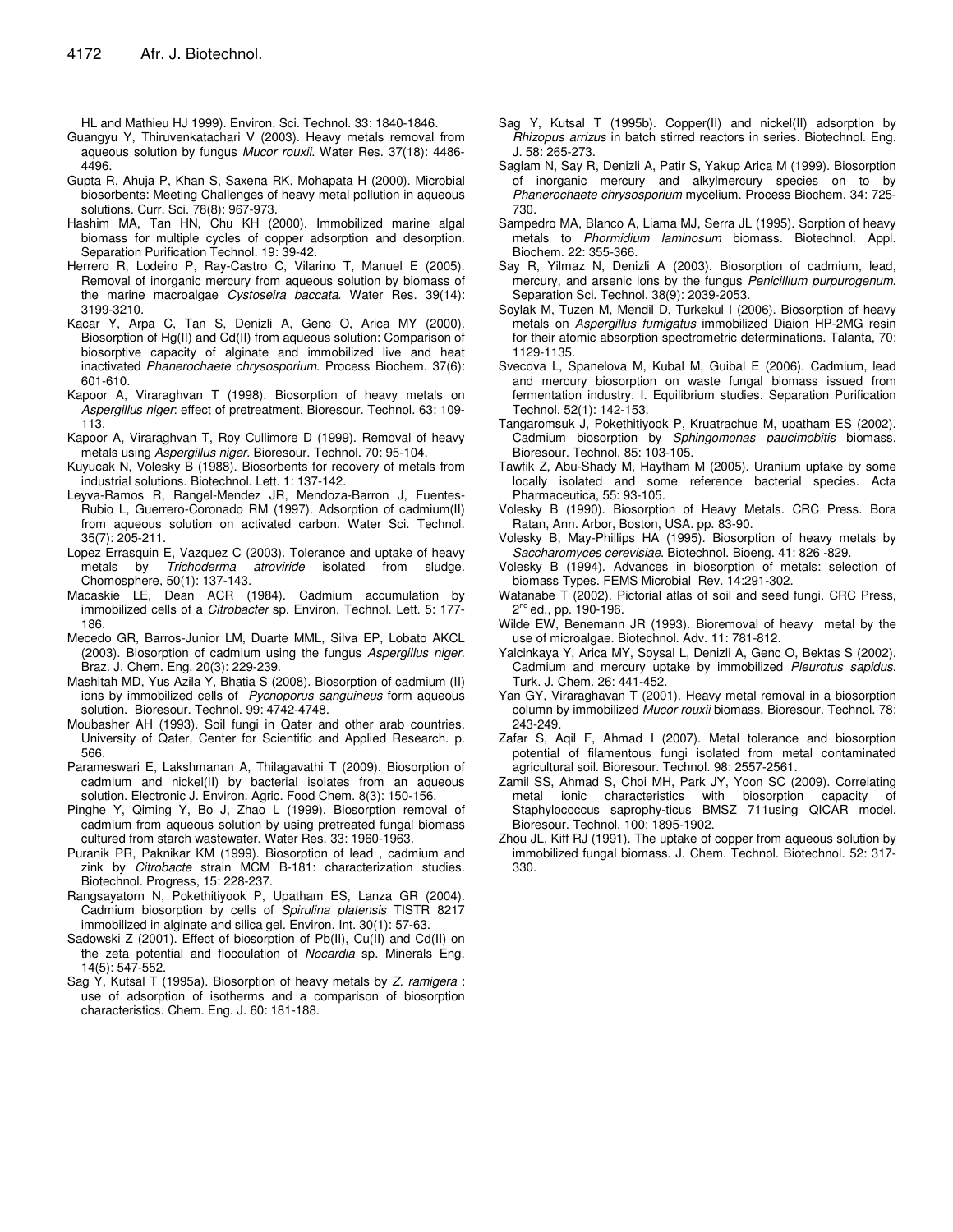HL and Mathieu HJ 1999). Environ. Sci. Technol. 33: 1840-1846.

Guangyu Y, Thiruvenkatachari V (2003). Heavy metals removal from aqueous solution by fungus *Mucor rouxii*. Water Res. 37(18): 4486-4496.

Gupta R, Ahuja P, Khan S, Saxena RK, Mohapata H (2000). Microbial biosorbents: Meeting Challenges of heavy metal pollution in aqueous solutions. Curr. Sci. 78(8): 967-973.

Hashim MA, Tan HN, Chu KH (2000). Immobilized marine algal biomass for multiple cycles of copper adsorption and desorption. Separation Purification Technol. 19: 39-42.

Herrero R, Lodeiro P, Ray-Castro C, Vilarino T, Manuel E (2005). Removal of inorganic mercury from aqueous solution by biomass of the marine macroalgae *Cystoseira baccata*. Water Res. 39(14): 3199-3210.

Kacar Y, Arpa C, Tan S, Denizli A, Genc O, Arica MY (2000). Biosorption of Hg(II) and Cd(II) from aqueous solution: Comparison of biosorptive capacity of alginate and immobilized live and heat inactivated *Phanerochaete chrysosporium*. Process Biochem. 37(6): 601-610.

Kapoor A, Viraraghvan T (1998). Biosorption of heavy metals on *Aspergillus niger*: effect of pretreatment. Bioresour. Technol. 63: 109-113.

Kapoor A, Viraraghvan T, Roy Cullimore D (1999). Removal of heavy metals using *Aspergillus niger*. Bioresour. Technol. 70: 95-104.

Kuyucak N, Volesky B (1988). Biosorbents for recovery of metals from industrial solutions. Biotechnol. Lett. 1: 137-142.

Leyva-Ramos R, Rangel-Mendez JR, Mendoza-Barron J, Fuentes-Rubio L, Guerrero-Coronado RM (1997). Adsorption of cadmium(II) from aqueous solution on activated carbon. Water Sci. Technol. 35(7): 205-211.

Lopez Errasquin E, Vazquez C (2003). Tolerance and uptake of heavy metals by *Trichoderma atroviride* isolated from sludge. Chomosphere, 50(1): 137-143.

Macaskie LE, Dean ACR (1984). Cadmium accumulation by immobilized cells of a *Citrobacter* sp. Environ. Technol. Lett. 5: 177-186.

Mecedo GR, Barros-Junior LM, Duarte MML, Silva EP, Lobato AKCL (2003). Biosorption of cadmium using the fungus *Aspergillus niger*. Braz. J. Chem. Eng. 20(3): 229-239.

Mashitah MD, Yus Azila Y, Bhatia S (2008). Biosorption of cadmium (II) ions by immobilized cells of *Pycnoporus sanguineus* form aqueous solution. Bioresour. Technol. 99: 4742-4748.

Moubasher AH (1993). Soil fungi in Qater and other arab countries. University of Qater, Center for Scientific and Applied Research. p. 566.

Parameswari E, Lakshmanan A, Thilagavathi T (2009). Biosorption of cadmium and nickel(II) by bacterial isolates from an aqueous solution. Electronic J. Environ. Agric. Food Chem. 8(3): 150-156.

Pinghe Y, Qiming Y, Bo J, Zhao L (1999). Biosorption removal of cadmium from aqueous solution by using pretreated fungal biomass cultured from starch wastewater. Water Res. 33: 1960-1963.

Puranik PR, Paknikar KM (1999). Biosorption of lead , cadmium and zink by *Citrobacte* strain MCM B-181: characterization studies. Biotechnol. Progress, 15: 228-237.

Rangsayatorn N, Pokethitiyook P, Upatham ES, Lanza GR (2004). Cadmium biosorption by cells of *Spirulina platensis* TISTR 8217 immobilized in alginate and silica gel. Environ. Int. 30(1): 57-63.

Sadowski Z (2001). Effect of biosorption of Pb(II), Cu(II) and Cd(II) on the zeta potential and flocculation of *Nocardia* sp. Minerals Eng. 14(5): 547-552.

Sag Y, Kutsal T (1995a). Biosorption of heavy metals by *Z. ramigera* : use of adsorption of isotherms and a comparison of biosorption characteristics. Chem. Eng. J. 60: 181-188.

Sag Y, Kutsal T (1995b). Copper(II) and nickel(II) adsorption by *Rhizopus arrizus* in batch stirred reactors in series. Biotechnol. Eng. J. 58: 265-273.

Saglam N, Say R, Denizli A, Patir S, Yakup Arica M (1999). Biosorption of inorganic mercury and alkylmercury species on to by *Phanerochaete chrysosporium* mycelium. Process Biochem. 34: 725-730.

Sampedro MA, Blanco A, Liama MJ, Serra JL (1995). Sorption of heavy metals to *Phormidium laminosum* biomass. Biotechnol. Appl. Biochem. 22: 355-366.

Say R, Yilmaz N, Denizli A (2003). Biosorption of cadmium, lead, mercury, and arsenic ions by the fungus *Penicillium purpurogenum*. Separation Sci. Technol. 38(9): 2039-2053.

Soylak M, Tuzen M, Mendil D, Turkekul I (2006). Biosorption of heavy metals on *Aspergillus fumigatus* immobilized Diaion HP-2MG resin for their atomic absorption spectrometric determinations. Talanta, 70: 1129-1135.

Svecova L, Spanelova M, Kubal M, Guibal E (2006). Cadmium, lead and mercury biosorption on waste fungal biomass issued from fermentation industry. I. Equilibrium studies. Separation Purification Technol. 52(1): 142-153.

Tangaromsuk J, Pokethitiyook P, Kruatrachue M, upatham ES (2002). Cadmium biosorption by *Sphingomonas paucimobitis* biomass. Bioresour. Technol. 85: 103-105.

Tawfik Z, Abu-Shady M, Haytham M (2005). Uranium uptake by some locally isolated and some reference bacterial species. Acta Pharmaceutica, 55: 93-105.

Volesky B (1990). Biosorption of Heavy Metals. CRC Press. Bora Ratan, Ann. Arbor, Boston, USA. pp. 83-90.

Volesky B, May-Phillips HA (1995). Biosorption of heavy metals by *Saccharomyces cerevisiae*. Biotechnol. Bioeng. 41: 826 -829.

Volesky B (1994). Advances in biosorption of metals: selection of biomass Types. FEMS Microbial Rev. 14:291-302.

Watanabe T (2002). Pictorial atlas of soil and seed fungi. CRC Press, 2nd ed., pp. 190-196.

Wilde EW, Benemann JR (1993). Bioremoval of heavy metal by the use of microalgae. Biotechnol. Adv. 11: 781-812.

Yalcinkaya Y, Arica MY, Soysal L, Denizli A, Genc O, Bektas S (2002). Cadmium and mercury uptake by immobilized *Pleurotus sapidus*. Turk. J. Chem. 26: 441-452.

Yan GY, Viraraghavan T (2001). Heavy metal removal in a biosorption column by immobilized *Mucor rouxii* biomass. Bioresour. Technol. 78: 243-249.

Zafar S, Aqil F, Ahmad I (2007). Metal tolerance and biosorption potential of filamentous fungi isolated from metal contaminated agricultural soil. Bioresour. Technol. 98: 2557-2561.

Zamil SS, Ahmad S, Choi MH, Park JY, Yoon SC (2009). Correlating metal ionic characteristics with biosorption capacity of Staphylococcus saprophy-ticus BMSZ 711using QICAR model. Bioresour. Technol. 100: 1895-1902.

Zhou JL, Kiff RJ (1991). The uptake of copper from aqueous solution by immobilized fungal biomass. J. Chem. Technol. Biotechnol. 52: 317-330.